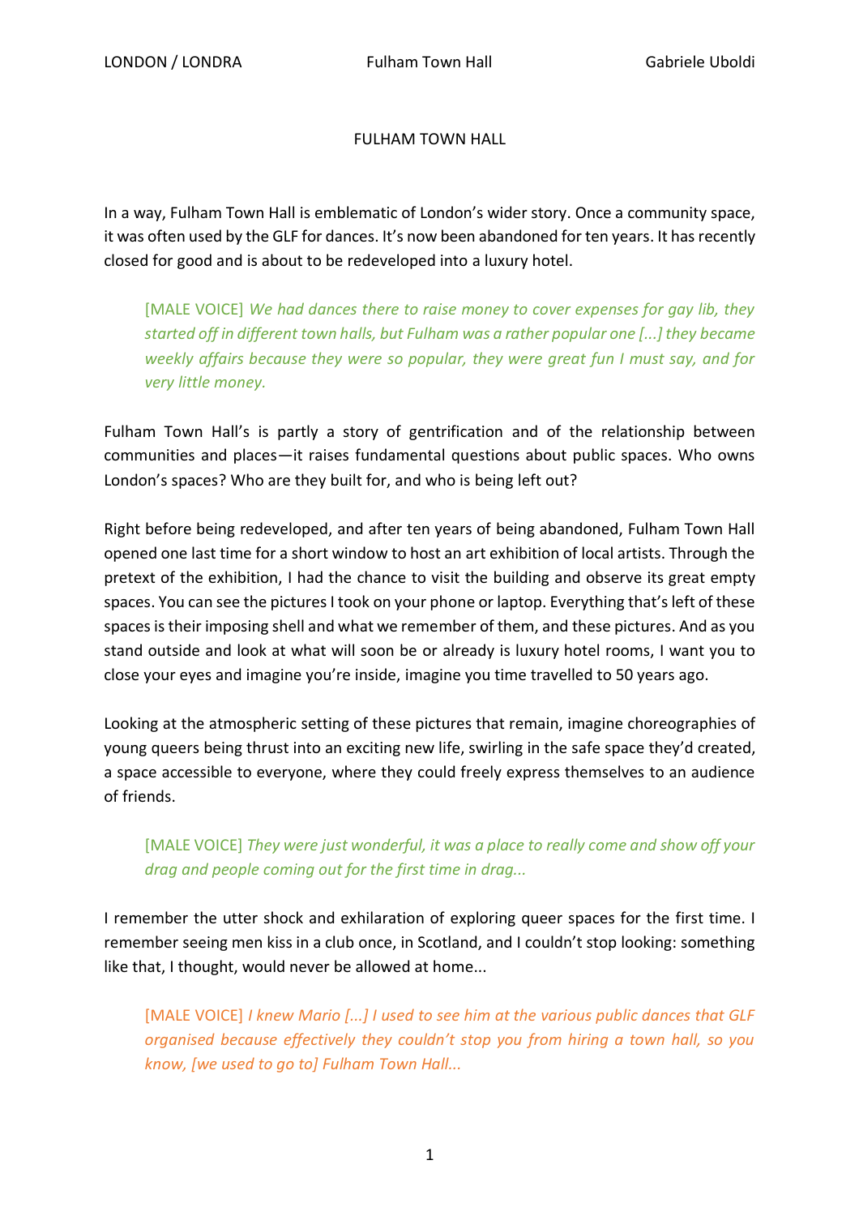# FULHAM TOWN HALL

In a way, Fulham Town Hall is emblematic of London's wider story. Once a community space, it was often used by the GLF for dances. It's now been abandoned for ten years. It has recently closed for good and is about to be redeveloped into a luxury hotel.

> [MALE VOICE] *We had dances there to raise money to cover expenses for gay lib, they started off in different town halls, but Fulham was a rather popular one [...] they became weekly affairs because they were so popular, they were great fun I must say, and for very little money.*

Fulham Town Hall's is partly a story of gentrification and of the relationship between communities and places—it raises fundamental questions about public spaces. Who owns London's spaces? Who are they built for, and who is being left out?

Right before being redeveloped, and after ten years of being abandoned, Fulham Town Hall opened one last time for a short window to host an art exhibition of local artists. Through the pretext of the exhibition, I had the chance to visit the building and observe its great empty spaces. You can see the pictures I took on your phone or laptop. Everything that's left of these spaces is their imposing shell and what we remember of them, and these pictures. And as you stand outside and look at what will soon be or already is luxury hotel rooms, I want you to close your eyes and imagine you're inside, imagine you time travelled to 50 years ago.

Looking at the atmospheric setting of these pictures that remain, imagine choreographies of young queers being thrust into an exciting new life, swirling in the safe space they'd created, a space accessible to everyone, where they could freely express themselves to an audience of friends.

> [MALE VOICE] *They were just wonderful, it was a place to really come and show off your drag and people coming out for the first time in drag...*

I remember the utter shock and exhilaration of exploring queer spaces for the first time. I remember seeing men kiss in a club once, in Scotland, and I couldn't stop looking: something like that, I thought, would never be allowed at home...

> [MALE VOICE] *I knew Mario [...] I used to see him at the various public dances that GLF organised because effectively they couldn't stop you from hiring a town hall, so you know, [we used to go to] Fulham Town Hall...*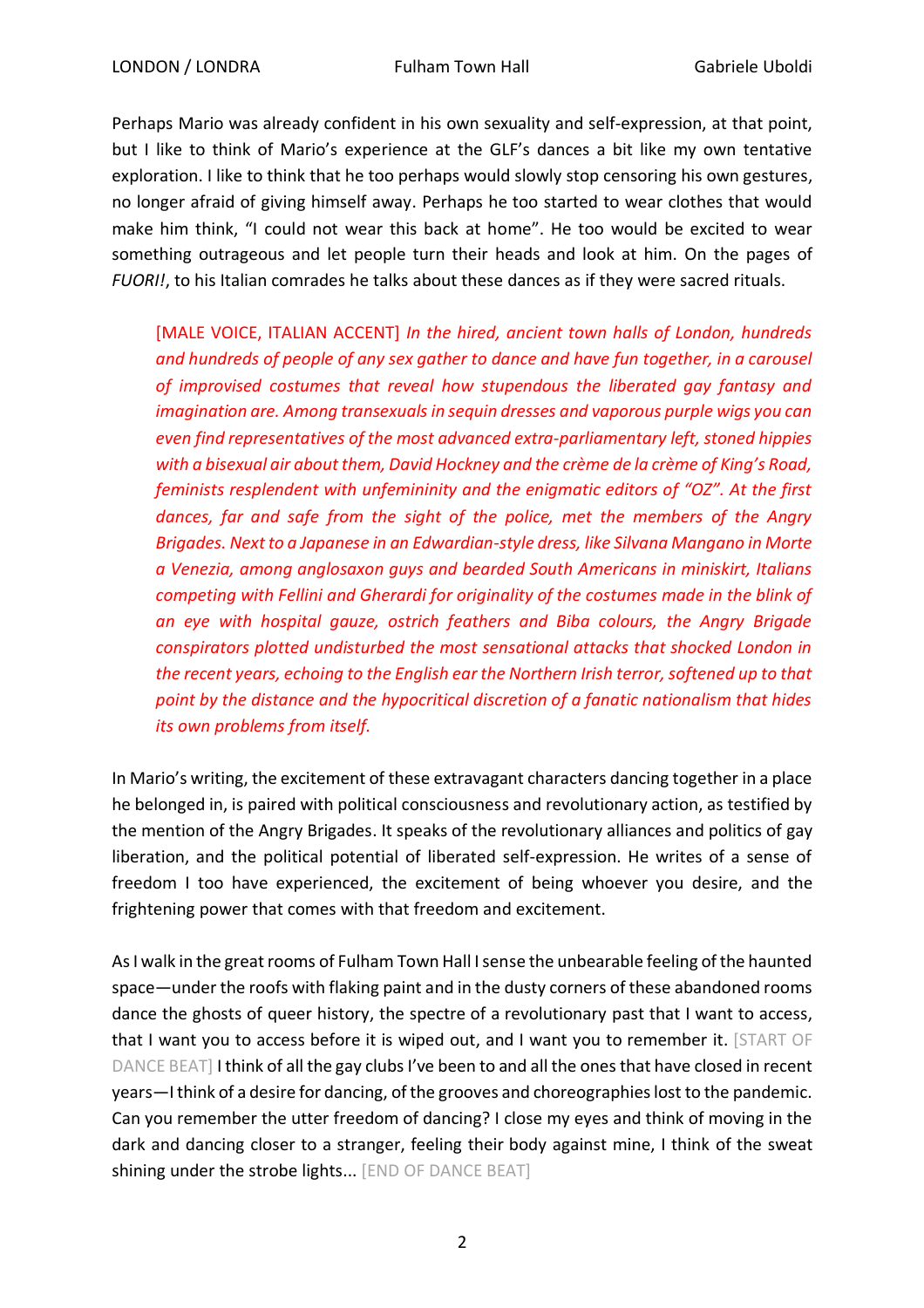Perhaps Mario was already confident in his own sexuality and self-expression, at that point, but I like to think of Mario's experience at the GLF's dances a bit like my own tentative exploration. I like to think that he too perhaps would slowly stop censoring his own gestures, no longer afraid of giving himself away. Perhaps he too started to wear clothes that would make him think, "I could not wear this back at home". He too would be excited to wear something outrageous and let people turn their heads and look at him. On the pages of *FUORI!*, to his Italian comrades he talks about these dances as if they were sacred rituals.

> [MALE VOICE, ITALIAN ACCENT] *In the hired, ancient town halls of London, hundreds and hundreds of people of any sex gather to dance and have fun together, in a carousel of improvised costumes that reveal how stupendous the liberated gay fantasy and imagination are. Among transexuals in sequin dresses and vaporous purple wigs you can even find representatives of the most advanced extra-parliamentary left, stoned hippies with a bisexual air about them, David Hockney and the crème de la crème of King's Road, feminists resplendent with unfemininity and the enigmatic editors of "OZ". At the first dances, far and safe from the sight of the police, met the members of the Angry Brigades. Next to a Japanese in an Edwardian-style dress, like Silvana Mangano in Morte a Venezia, among anglosaxon guys and bearded South Americans in miniskirt, Italians competing with Fellini and Gherardi for originality of the costumes made in the blink of an eye with hospital gauze, ostrich feathers and Biba colours, the Angry Brigade conspirators plotted undisturbed the most sensational attacks that shocked London in the recent years, echoing to the English ear the Northern Irish terror, softened up to that point by the distance and the hypocritical discretion of a fanatic nationalism that hides its own problems from itself.*

In Mario's writing, the excitement of these extravagant characters dancing together in a place he belonged in, is paired with political consciousness and revolutionary action, as testified by the mention of the Angry Brigades. It speaks of the revolutionary alliances and politics of gay liberation, and the political potential of liberated self-expression. He writes of a sense of freedom I too have experienced, the excitement of being whoever you desire, and the frightening power that comes with that freedom and excitement.

As I walk in the great rooms of Fulham Town Hall I sense the unbearable feeling of the haunted space—under the roofs with flaking paint and in the dusty corners of these abandoned rooms dance the ghosts of queer history, the spectre of a revolutionary past that I want to access, that I want you to access before it is wiped out, and I want you to remember it. [START OF DANCE BEAT] I think of all the gay clubs I've been to and all the ones that have closed in recent years—I think of a desire for dancing, of the grooves and choreographies lost to the pandemic. Can you remember the utter freedom of dancing? I close my eyes and think of moving in the dark and dancing closer to a stranger, feeling their body against mine, I think of the sweat shining under the strobe lights... [END OF DANCE BEAT]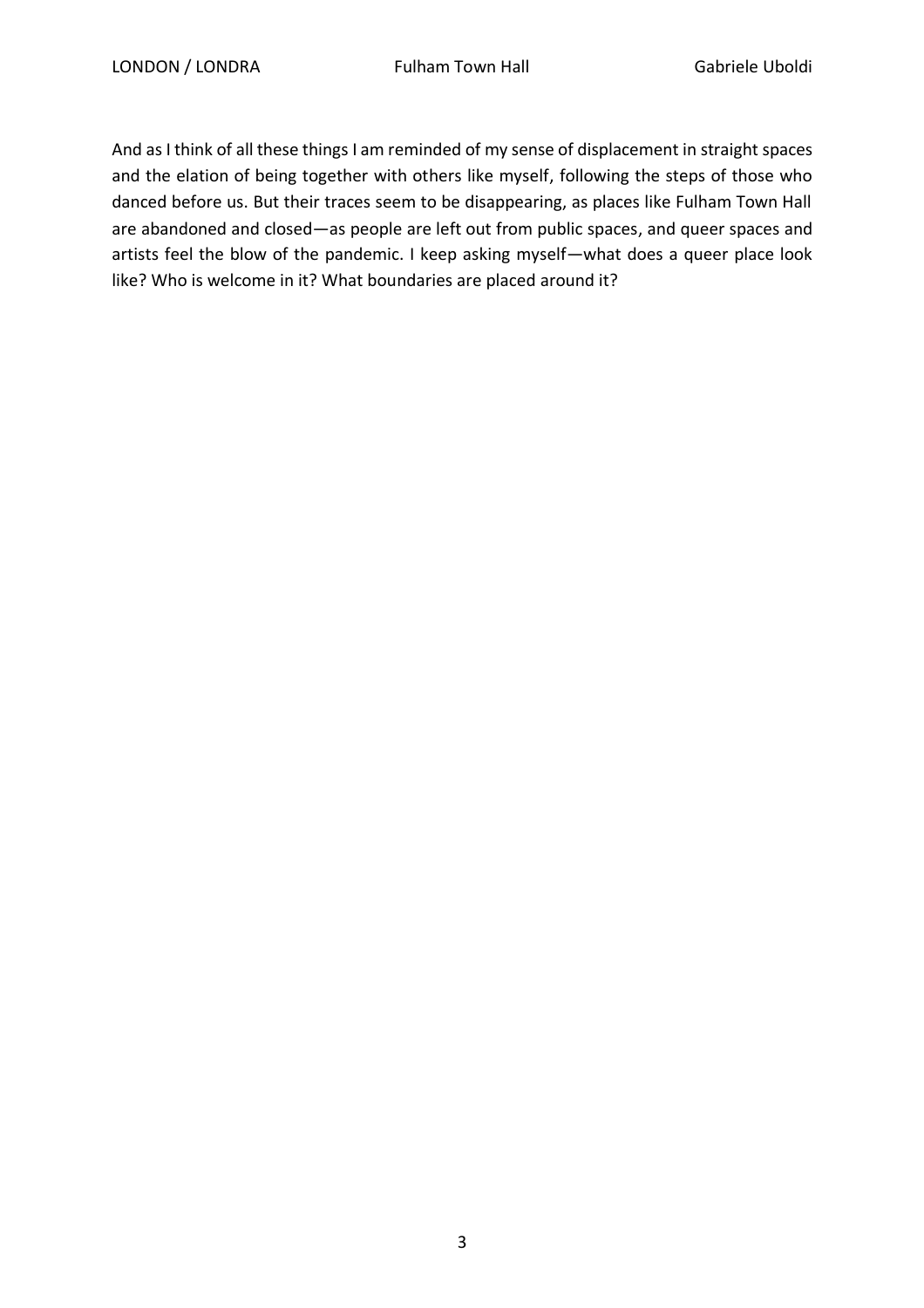And as I think of all these things I am reminded of my sense of displacement in straight spaces and the elation of being together with others like myself, following the steps of those who danced before us. But their traces seem to be disappearing, as places like Fulham Town Hall are abandoned and closed—as people are left out from public spaces, and queer spaces and artists feel the blow of the pandemic. I keep asking myself—what does a queer place look like? Who is welcome in it? What boundaries are placed around it?